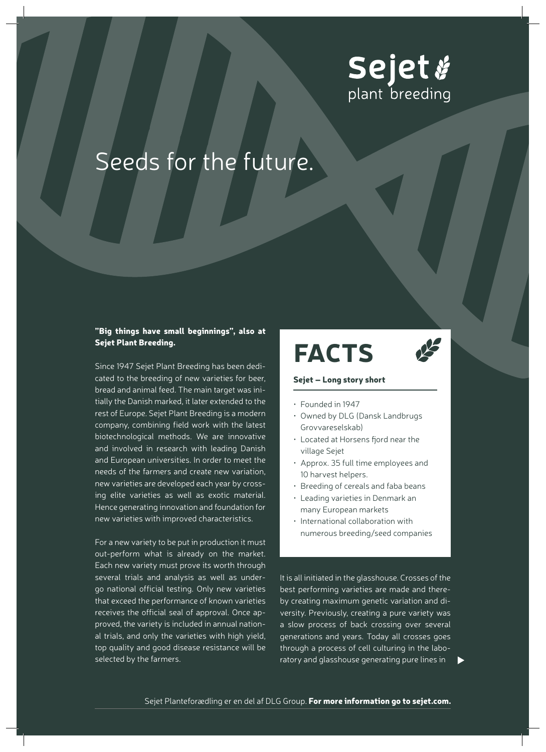**Sejet** plant breeding

# Seeds for the future.

**"Big things have small beginnings", also at Sejet Plant Breeding.**

Since 1947 Sejet Plant Breeding has been dedicated to the breeding of new varieties for beer, bread and animal feed. The main target was initially the Danish marked, it later extended to the rest of Europe. Sejet Plant Breeding is a modern company, combining field work with the latest biotechnological methods. We are innovative and involved in research with leading Danish and European universities. In order to meet the needs of the farmers and create new variation, new varieties are developed each year by crossing elite varieties as well as exotic material. Hence generating innovation and foundation for new varieties with improved characteristics.

For a new variety to be put in production it must out-perform what is already on the market. Each new variety must prove its worth through several trials and analysis as well as undergo national official testing. Only new varieties that exceed the performance of known varieties receives the official seal of approval. Once approved, the variety is included in annual national trials, and only the varieties with high yield, top quality and good disease resistance will be selected by the farmers.

## FACTS

**Sejet – Long story short**

- Founded in 1947
- Owned by DLG (Dansk Landbrugs Grovvareselskab)
- Located at Horsens fjord near the village Sejet
- Approx. 35 full time employees and 10 harvest helpers.
- Breeding of cereals and faba beans
- Leading varieties in Denmark an many European markets
- International collaboration with numerous breeding/seed companies

It is all initiated in the glasshouse. Crosses of the best performing varieties are made and thereby creating maximum genetic variation and diversity. Previously, creating a pure variety was a slow process of back crossing over several generations and years. Today all crosses goes through a process of cell culturing in the laboratory and glasshouse generating pure lines in ▶

Sejet Planteforædling er en del af DLG Group. **For more information go to sejet.com.**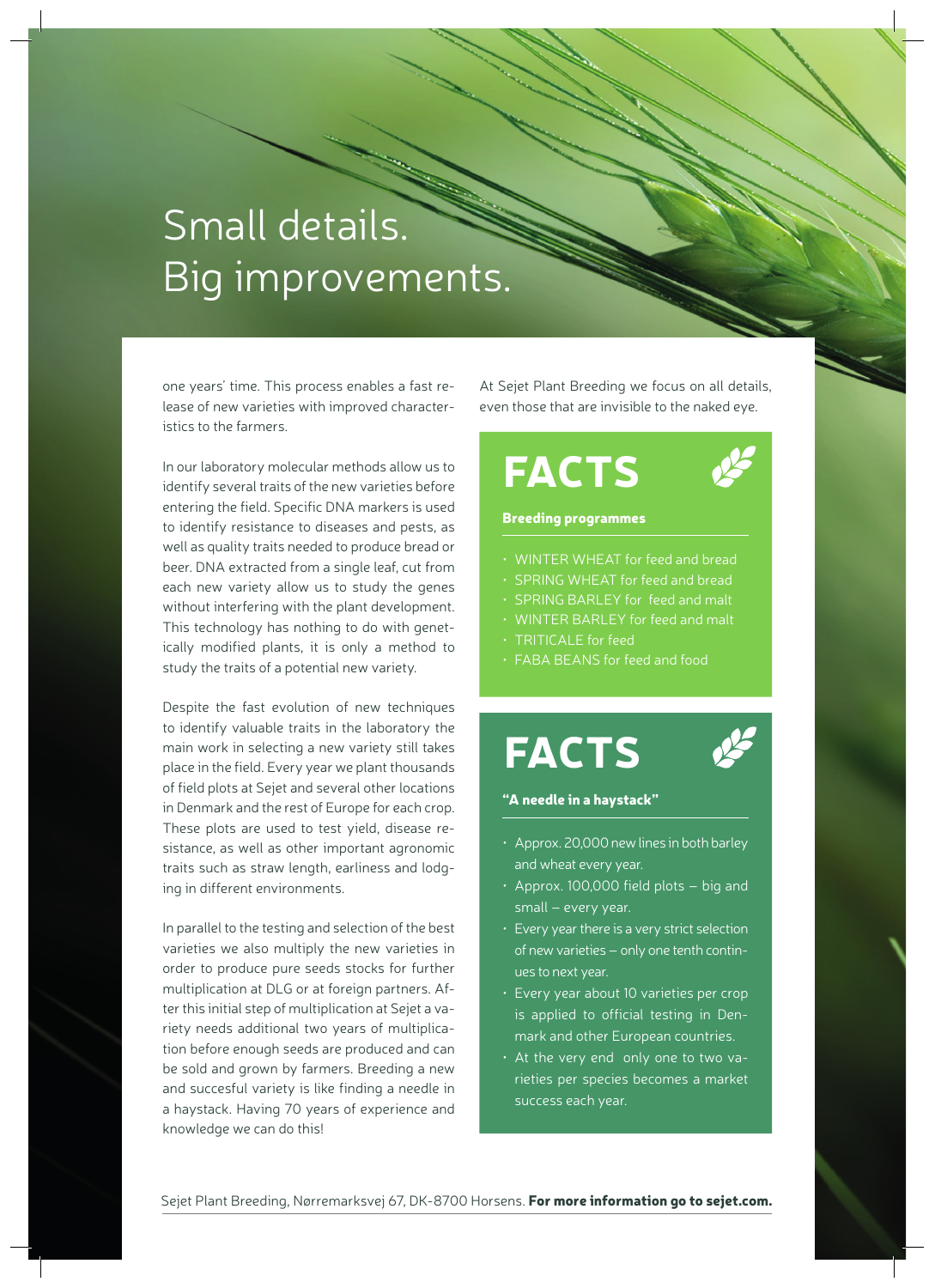# Small details. Big improvements.

one years' time. This process enables a fast release of new varieties with improved characteristics to the farmers.

In our laboratory molecular methods allow us to identify several traits of the new varieties before entering the field. Specific DNA markers is used to identify resistance to diseases and pests, as well as quality traits needed to produce bread or beer. DNA extracted from a single leaf, cut from each new variety allow us to study the genes without interfering with the plant development. This technology has nothing to do with genetically modified plants, it is only a method to study the traits of a potential new variety.

Despite the fast evolution of new techniques to identify valuable traits in the laboratory the main work in selecting a new variety still takes place in the field. Every year we plant thousands of field plots at Sejet and several other locations in Denmark and the rest of Europe for each crop. These plots are used to test yield, disease resistance, as well as other important agronomic traits such as straw length, earliness and lodging in different environments.

In parallel to the testing and selection of the best varieties we also multiply the new varieties in order to produce pure seeds stocks for further multiplication at DLG or at foreign partners. After this initial step of multiplication at Sejet a variety needs additional two years of multiplication before enough seeds are produced and can be sold and grown by farmers. Breeding a new and succesful variety is like finding a needle in a haystack. Having 70 years of experience and knowledge we can do this!

At Sejet Plant Breeding we focus on all details, even those that are invisible to the naked eye.

## FACTS

**Breeding programmes**

- WINTER WHEAT for feed and bread
- SPRING WHEAT for feed and bread
- SPRING BARLEY for feed and malt
- WINTER BARLEY for feed and malt
- TRITICALE for feed
- FABA BEANS for feed and food

## FACTS

**"A needle in a haystack"**

- Approx. 20,000 new lines in both barley and wheat every year.
- Approx. 100,000 field plots – big and small – every year.
- Every year there is a very strict selection of new varieties – only one tenth continues to next year.
- Every year about 10 varieties per crop is applied to official testing in Denmark and other European countries.
- At the very end only one to two varieties per species becomes a market success each year.

Sejet Plant Breeding, Nørremarksvej 67, DK-8700 Horsens. **For more information go to sejet.com.**